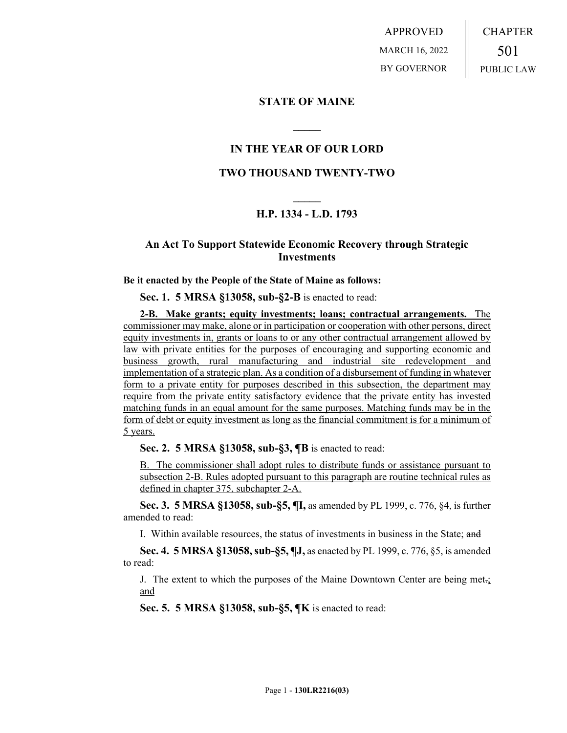APPROVED
MARCH 16, 2022
BY GOVERNOR

CHAPTER
501
PUBLIC LAW

## STATE OF MAINE

## IN THE YEAR OF OUR LORD

## TWO THOUSAND TWENTY-TWO

## H.P. 1334 - L.D. 1793

### An Act To Support Statewide Economic Recovery through Strategic Investments

**Be it enacted by the People of the State of Maine as follows:**

**Sec. 1. 5 MRSA §13058, sub-§2-B** is enacted to read:

**2-B. Make grants; equity investments; loans; contractual arrangements.** The commissioner may make, alone or in participation or cooperation with other persons, direct equity investments in, grants or loans to or any other contractual arrangement allowed by law with private entities for the purposes of encouraging and supporting economic and business growth, rural manufacturing and industrial site redevelopment and implementation of a strategic plan. As a condition of a disbursement of funding in whatever form to a private entity for purposes described in this subsection, the department may require from the private entity satisfactory evidence that the private entity has invested matching funds in an equal amount for the same purposes. Matching funds may be in the form of debt or equity investment as long as the financial commitment is for a minimum of 5 years.

**Sec. 2. 5 MRSA §13058, sub-§3, ¶B** is enacted to read:

B. The commissioner shall adopt rules to distribute funds or assistance pursuant to subsection 2-B. Rules adopted pursuant to this paragraph are routine technical rules as defined in chapter 375, subchapter 2-A.

**Sec. 3. 5 MRSA §13058, sub-§5, ¶I,** as amended by PL 1999, c. 776, §4, is further amended to read:

I. Within available resources, the status of investments in business in the State; ~~and~~

**Sec. 4. 5 MRSA §13058, sub-§5, ¶J,** as enacted by PL 1999, c. 776, §5, is amended to read:

J. The extent to which the purposes of the Maine Downtown Center are being met~~.~~; and

**Sec. 5. 5 MRSA §13058, sub-§5, ¶K** is enacted to read: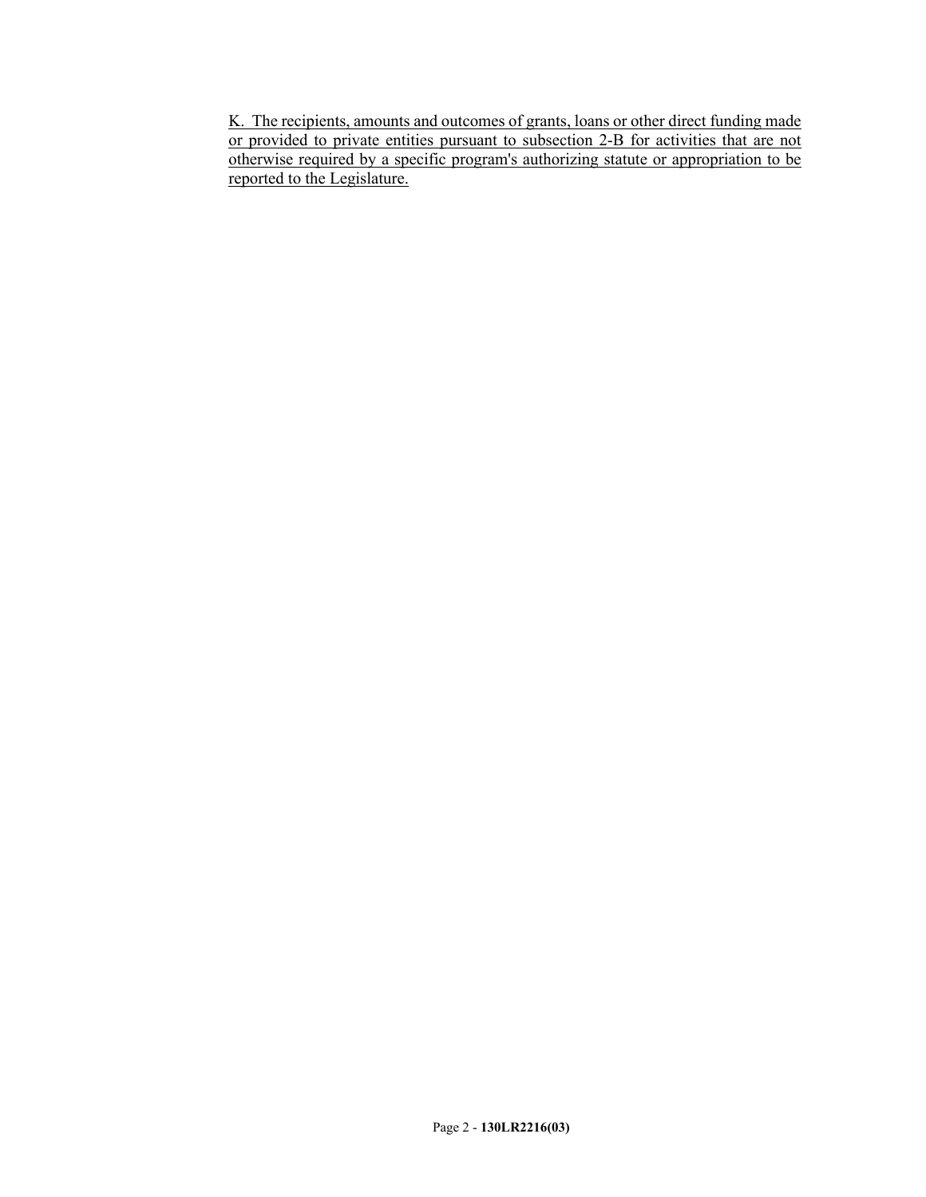K. The recipients, amounts and outcomes of grants, loans or other direct funding made or provided to private entities pursuant to subsection 2-B for activities that are not otherwise required by a specific program's authorizing statute or appropriation to be reported to the Legislature.